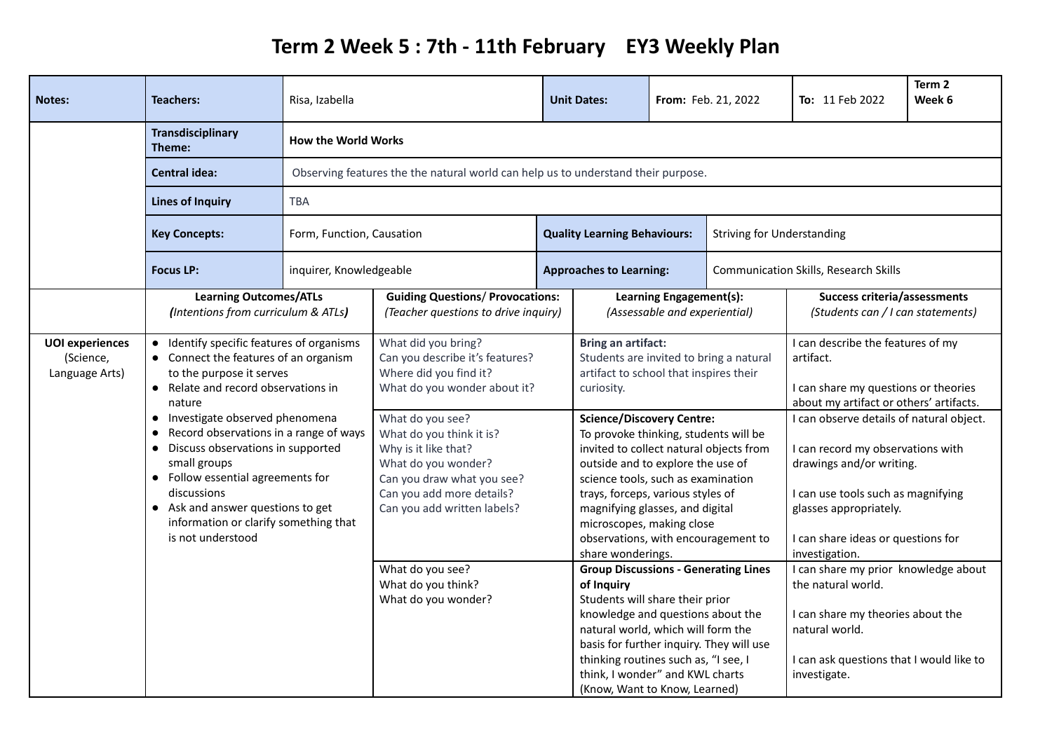# Term 2 Week 5 : 7th - 11th February    EY3 Weekly Plan

| Notes: | Teachers: | Risa, Izabella | Unit Dates: | From: Feb. 21, 2022 | To: 11 Feb 2022 | Term 2 Week 6 |
|---|---|---|---|---|---|---|
| | Transdisciplinary Theme: | **How the World Works** | | | | |
| | Central idea: | Observing features the the natural world can help us to understand their purpose. | | | | |
| | Lines of Inquiry | TBA | | | | |
| | Key Concepts: | Form, Function, Causation | Quality Learning Behaviours: | Striving for Understanding | | |
| | Focus LP: | inquirer, Knowledgeable | Approaches to Learning: | Communication Skills, Research Skills | | |

| | Learning Outcomes/ATLs *(Intentions from curriculum & ATLs)* | Guiding Questions/ Provocations: *(Teacher questions to drive inquiry)* | Learning Engagement(s): *(Assessable and experiential)* | Success criteria/assessments *(Students can / I can statements)* |
|---|---|---|---|---|
| **UOI experiences** (Science, Language Arts) | • Identify specific features of organisms<br>• Connect the features of an organism to the purpose it serves<br>• Relate and record observations in nature<br>• Investigate observed phenomena<br>• Record observations in a range of ways<br>• Discuss observations in supported small groups<br>• Follow essential agreements for discussions<br>• Ask and answer questions to get information or clarify something that is not understood | What did you bring?<br>Can you describe it's features?<br>Where did you find it?<br>What do you wonder about it? | **Bring an artifact:**<br>Students are invited to bring a natural artifact to school that inspires their curiosity. | I can describe the features of my artifact.<br><br>I can share my questions or theories about my artifact or others' artifacts. |
| | | What do you see?<br>What do you think it is?<br>Why is it like that?<br>What do you wonder?<br>Can you draw what you see?<br>Can you add more details?<br>Can you add written labels? | **Science/Discovery Centre:**<br>To provoke thinking, students will be invited to collect natural objects from outside and to explore the use of science tools, such as examination trays, forceps, various styles of magnifying glasses, and digital microscopes, making close observations, with encouragement to share wonderings. | I can observe details of natural object.<br><br>I can record my observations with drawings and/or writing.<br><br>I can use tools such as magnifying glasses appropriately.<br><br>I can share ideas or questions for investigation. |
| | | What do you see?<br>What do you think?<br>What do you wonder? | **Group Discussions - Generating Lines of Inquiry**<br>Students will share their prior knowledge and questions about the natural world, which will form the basis for further inquiry. They will use thinking routines such as, "I see, I think, I wonder" and KWL charts (Know, Want to Know, Learned) | I can share my prior knowledge about the natural world.<br><br>I can share my theories about the natural world.<br><br>I can ask questions that I would like to investigate. |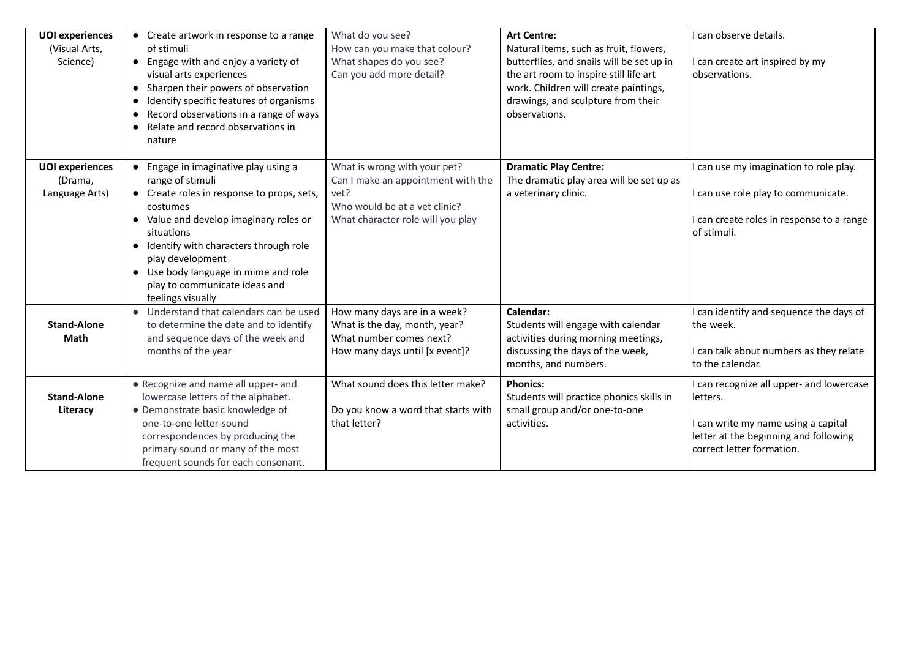| | | | | |
|---|---|---|---|---|
| **UOI experiences** (Visual Arts, Science) | • Create artwork in response to a range of stimuli<br>• Engage with and enjoy a variety of visual arts experiences<br>• Sharpen their powers of observation<br>• Identify specific features of organisms<br>• Record observations in a range of ways<br>• Relate and record observations in nature | What do you see?<br>How can you make that colour?<br>What shapes do you see?<br>Can you add more detail? | **Art Centre:**<br>Natural items, such as fruit, flowers, butterflies, and snails will be set up in the art room to inspire still life art work. Children will create paintings, drawings, and sculpture from their observations. | I can observe details.<br><br>I can create art inspired by my observations. |
| **UOI experiences** (Drama, Language Arts) | • Engage in imaginative play using a range of stimuli<br>• Create roles in response to props, sets, costumes<br>• Value and develop imaginary roles or situations<br>• Identify with characters through role play development<br>• Use body language in mime and role play to communicate ideas and feelings visually | What is wrong with your pet?<br>Can I make an appointment with the vet?<br>Who would be at a vet clinic?<br>What character role will you play | **Dramatic Play Centre:**<br>The dramatic play area will be set up as a veterinary clinic. | I can use my imagination to role play.<br><br>I can use role play to communicate.<br><br>I can create roles in response to a range of stimuli. |
| **Stand-Alone Math** | • Understand that calendars can be used to determine the date and to identify and sequence days of the week and months of the year | How many days are in a week?<br>What is the day, month, year?<br>What number comes next?<br>How many days until [x event]? | **Calendar:**<br>Students will engage with calendar activities during morning meetings, discussing the days of the week, months, and numbers. | I can identify and sequence the days of the week.<br><br>I can talk about numbers as they relate to the calendar. |
| **Stand-Alone Literacy** | • Recognize and name all upper- and lowercase letters of the alphabet.<br>• Demonstrate basic knowledge of one-to-one letter-sound correspondences by producing the primary sound or many of the most frequent sounds for each consonant. | What sound does this letter make?<br><br>Do you know a word that starts with that letter? | **Phonics:**<br>Students will practice phonics skills in small group and/or one-to-one activities. | I can recognize all upper- and lowercase letters.<br><br>I can write my name using a capital letter at the beginning and following correct letter formation. |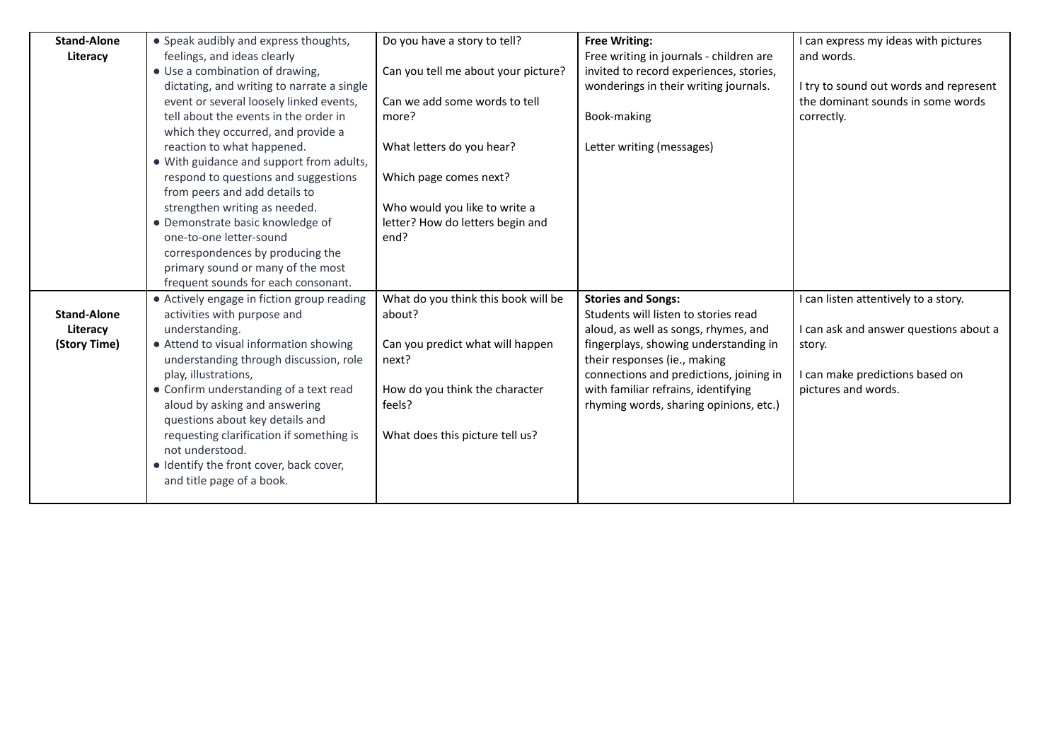| | | | | |
|---|---|---|---|---|
| **Stand-Alone Literacy** | • Speak audibly and express thoughts, feelings, and ideas clearly<br>• Use a combination of drawing, dictating, and writing to narrate a single event or several loosely linked events, tell about the events in the order in which they occurred, and provide a reaction to what happened.<br>• With guidance and support from adults, respond to questions and suggestions from peers and add details to strengthen writing as needed.<br>• Demonstrate basic knowledge of one-to-one letter-sound correspondences by producing the primary sound or many of the most frequent sounds for each consonant. | Do you have a story to tell?<br><br>Can you tell me about your picture?<br><br>Can we add some words to tell more?<br><br>What letters do you hear?<br><br>Which page comes next?<br><br>Who would you like to write a letter? How do letters begin and end? | **Free Writing:**<br>Free writing in journals - children are invited to record experiences, stories, wonderings in their writing journals.<br><br>Book-making<br><br>Letter writing (messages) | I can express my ideas with pictures and words.<br><br>I try to sound out words and represent the dominant sounds in some words correctly. |
| **Stand-Alone Literacy (Story Time)** | • Actively engage in fiction group reading activities with purpose and understanding.<br>• Attend to visual information showing understanding through discussion, role play, illustrations,<br>• Confirm understanding of a text read aloud by asking and answering questions about key details and requesting clarification if something is not understood.<br>• Identify the front cover, back cover, and title page of a book. | What do you think this book will be about?<br><br>Can you predict what will happen next?<br><br>How do you think the character feels?<br><br>What does this picture tell us? | **Stories and Songs:**<br>Students will listen to stories read aloud, as well as songs, rhymes, and fingerplays, showing understanding in their responses (ie., making connections and predictions, joining in with familiar refrains, identifying rhyming words, sharing opinions, etc.) | I can listen attentively to a story.<br><br>I can ask and answer questions about a story.<br><br>I can make predictions based on pictures and words. |